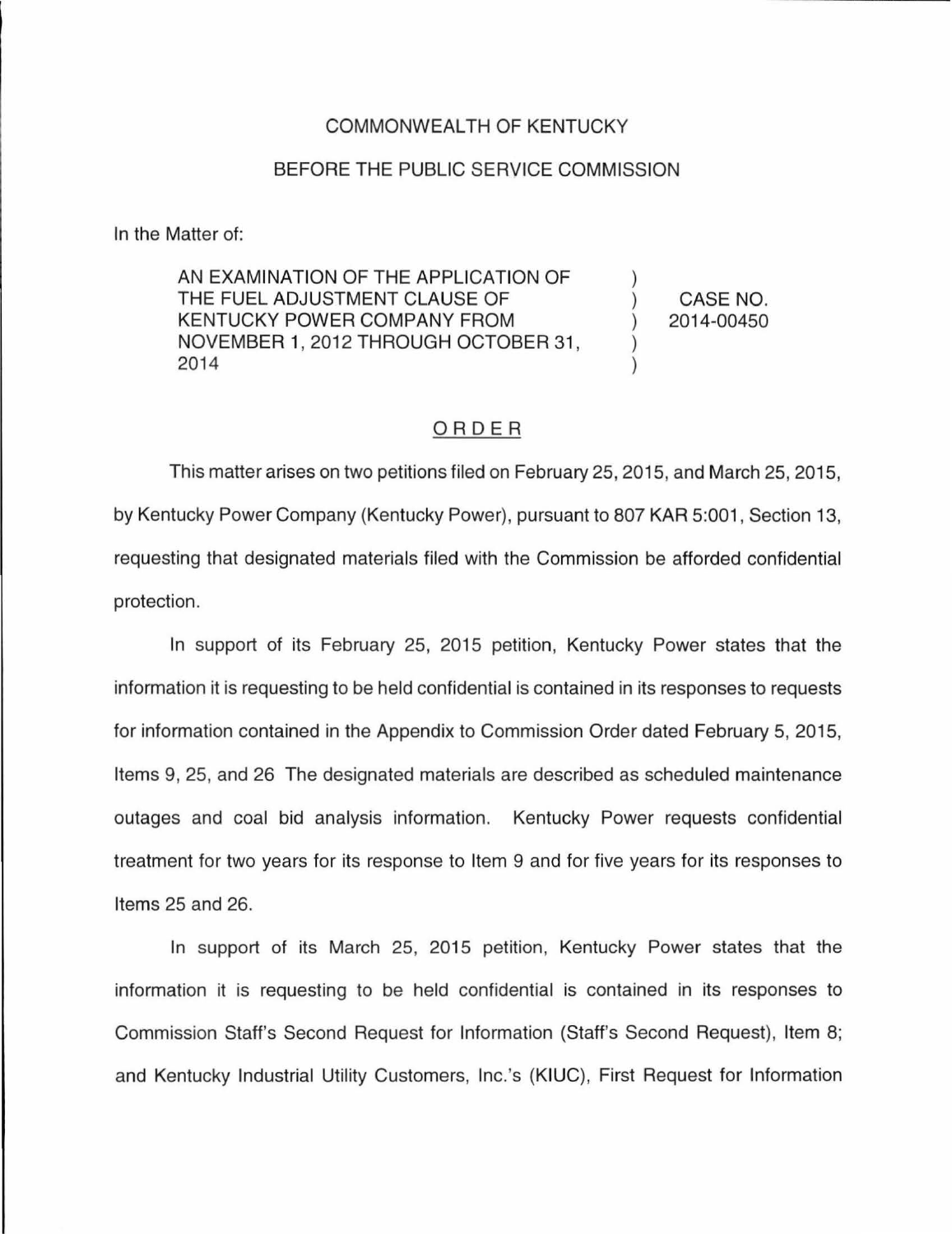COMMONWEALTH OF KENTUCKY

BEFORE THE PUBLIC SERVICE COMMISSION

In the Matter of:

| | | |
|---|---|---|
| AN EXAMINATION OF THE APPLICATION OF THE FUEL ADJUSTMENT CLAUSE OF KENTUCKY POWER COMPANY FROM NOVEMBER 1, 2012 THROUGH OCTOBER 31, 2014 | ) ) ) ) ) | CASE NO. 2014-00450 |

## ORDER

This matter arises on two petitions filed on February 25, 2015, and March 25, 2015, by Kentucky Power Company (Kentucky Power), pursuant to 807 KAR 5:001, Section 13, requesting that designated materials filed with the Commission be afforded confidential protection.

In support of its February 25, 2015 petition, Kentucky Power states that the information it is requesting to be held confidential is contained in its responses to requests for information contained in the Appendix to Commission Order dated February 5, 2015, Items 9, 25, and 26 The designated materials are described as scheduled maintenance outages and coal bid analysis information. Kentucky Power requests confidential treatment for two years for its response to Item 9 and for five years for its responses to Items 25 and 26.

In support of its March 25, 2015 petition, Kentucky Power states that the information it is requesting to be held confidential is contained in its responses to Commission Staff's Second Request for Information (Staff's Second Request), Item 8; and Kentucky Industrial Utility Customers, Inc.'s (KIUC), First Request for Information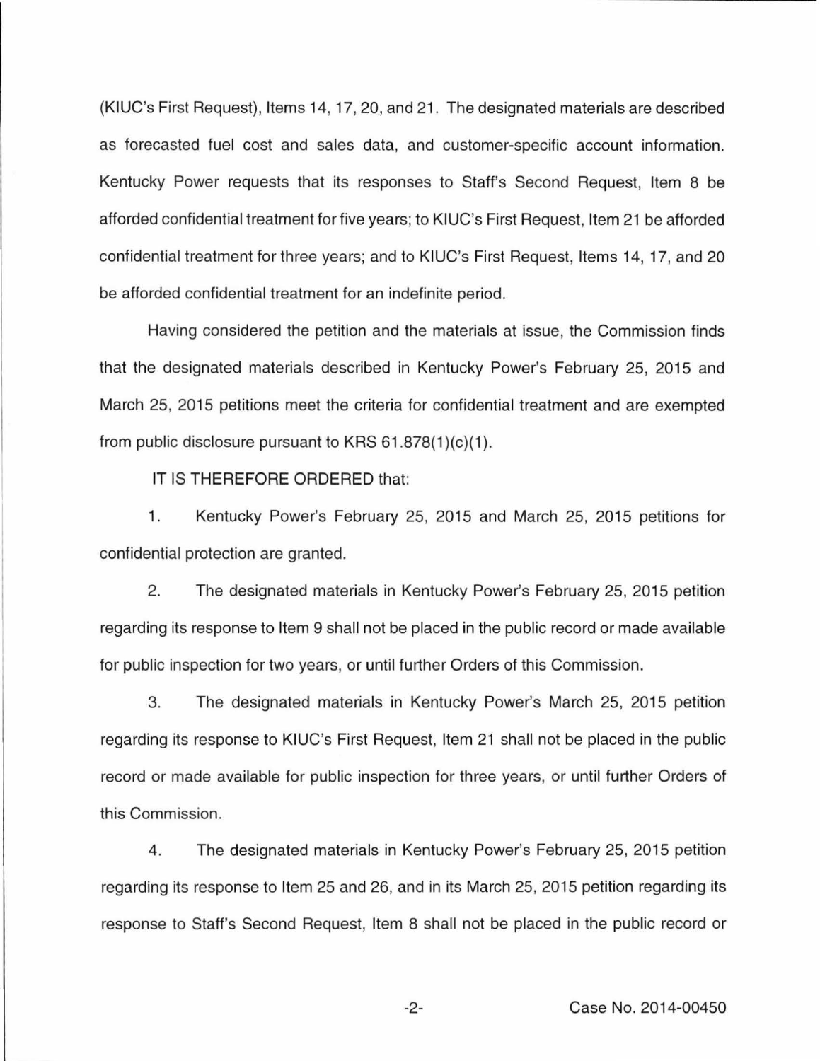(KIUC's First Request), Items 14, 17, 20, and 21. The designated materials are described as forecasted fuel cost and sales data, and customer-specific account information. Kentucky Power requests that its responses to Staff's Second Request, Item 8 be afforded confidential treatment for five years; to KIUC's First Request, Item 21 be afforded confidential treatment for three years; and to KIUC's First Request, Items 14, 17, and 20 be afforded confidential treatment for an indefinite period.

Having considered the petition and the materials at issue, the Commission finds that the designated materials described in Kentucky Power's February 25, 2015 and March 25, 2015 petitions meet the criteria for confidential treatment and are exempted from public disclosure pursuant to KRS 61.878(1)(c)(1).

IT IS THEREFORE ORDERED that:

1. Kentucky Power's February 25, 2015 and March 25, 2015 petitions for confidential protection are granted.

2. The designated materials in Kentucky Power's February 25, 2015 petition regarding its response to Item 9 shall not be placed in the public record or made available for public inspection for two years, or until further Orders of this Commission.

3. The designated materials in Kentucky Power's March 25, 2015 petition regarding its response to KIUC's First Request, Item 21 shall not be placed in the public record or made available for public inspection for three years, or until further Orders of this Commission.

4. The designated materials in Kentucky Power's February 25, 2015 petition regarding its response to Item 25 and 26, and in its March 25, 2015 petition regarding its response to Staff's Second Request, Item 8 shall not be placed in the public record or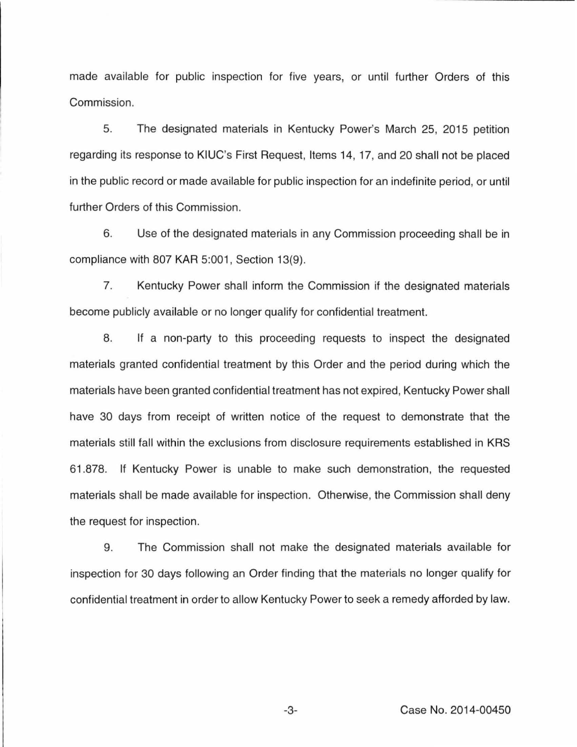made available for public inspection for five years, or until further Orders of this Commission.

5. The designated materials in Kentucky Power's March 25, 2015 petition regarding its response to KIUC's First Request, Items 14, 17, and 20 shall not be placed in the public record or made available for public inspection for an indefinite period, or until further Orders of this Commission.

6. Use of the designated materials in any Commission proceeding shall be in compliance with 807 KAR 5:001, Section 13(9).

7. Kentucky Power shall inform the Commission if the designated materials become publicly available or no longer qualify for confidential treatment.

8. If a non-party to this proceeding requests to inspect the designated materials granted confidential treatment by this Order and the period during which the materials have been granted confidential treatment has not expired, Kentucky Power shall have 30 days from receipt of written notice of the request to demonstrate that the materials still fall within the exclusions from disclosure requirements established in KRS 61.878. If Kentucky Power is unable to make such demonstration, the requested materials shall be made available for inspection. Otherwise, the Commission shall deny the request for inspection.

9. The Commission shall not make the designated materials available for inspection for 30 days following an Order finding that the materials no longer qualify for confidential treatment in order to allow Kentucky Power to seek a remedy afforded by law.

Case No. 2014-00450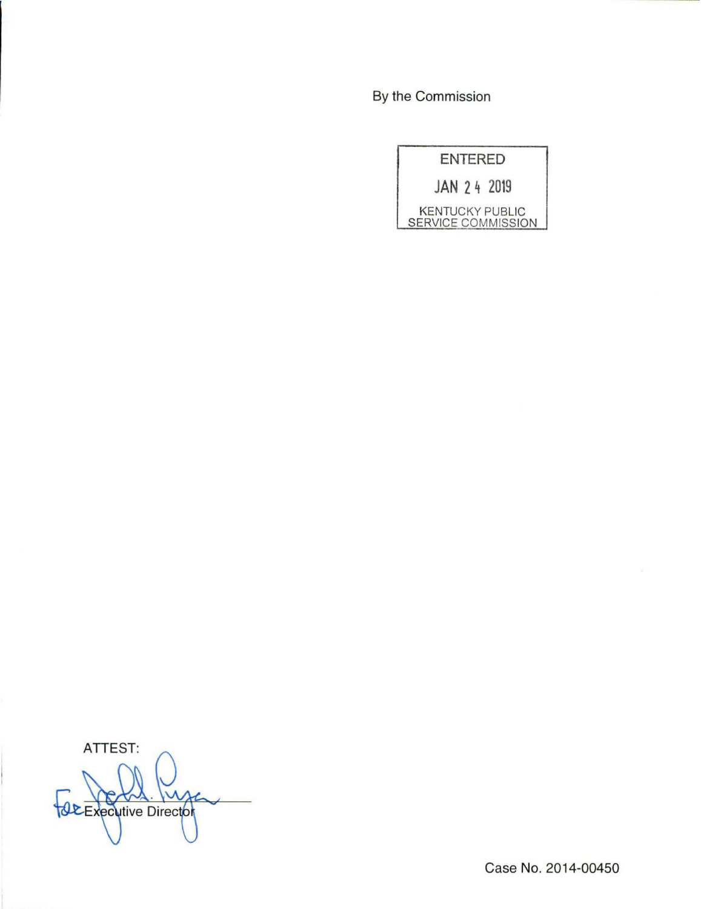By the Commission

ENTERED

JAN 24 2019

KENTUCKY PUBLIC SERVICE COMMISSION

ATTEST:

For Executive Director

Case No. 2014-00450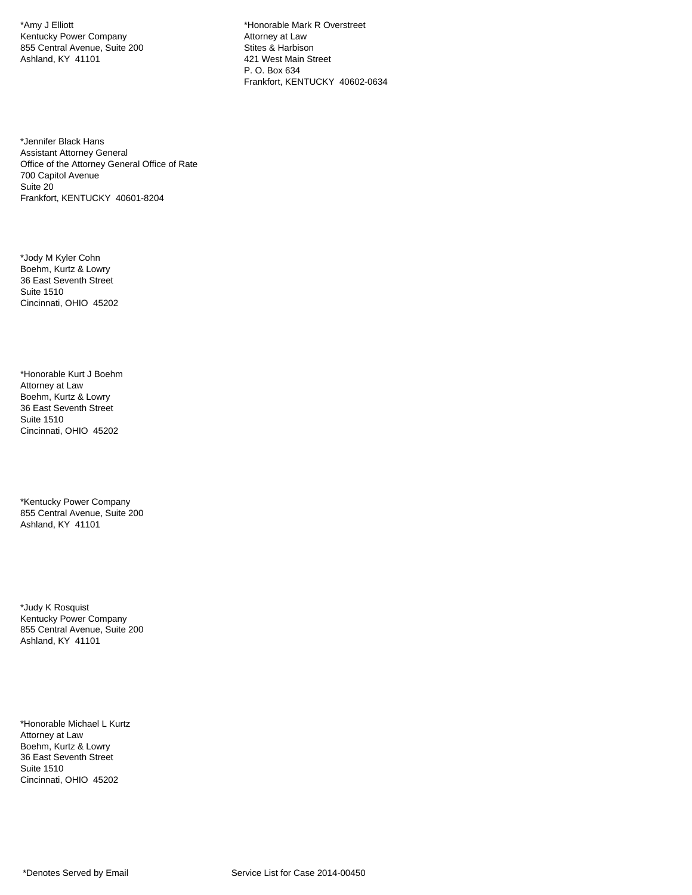*Amy J Elliott
Kentucky Power Company
855 Central Avenue, Suite 200
Ashland, KY 41101

*Honorable Mark R Overstreet
Attorney at Law
Stites & Harbison
421 West Main Street
P. O. Box 634
Frankfort, KENTUCKY 40602-0634

*Jennifer Black Hans
Assistant Attorney General
Office of the Attorney General Office of Rate
700 Capitol Avenue
Suite 20
Frankfort, KENTUCKY 40601-8204

*Jody M Kyler Cohn
Boehm, Kurtz & Lowry
36 East Seventh Street
Suite 1510
Cincinnati, OHIO 45202

*Honorable Kurt J Boehm
Attorney at Law
Boehm, Kurtz & Lowry
36 East Seventh Street
Suite 1510
Cincinnati, OHIO 45202

*Kentucky Power Company
855 Central Avenue, Suite 200
Ashland, KY 41101

*Judy K Rosquist
Kentucky Power Company
855 Central Avenue, Suite 200
Ashland, KY 41101

*Honorable Michael L Kurtz
Attorney at Law
Boehm, Kurtz & Lowry
36 East Seventh Street
Suite 1510
Cincinnati, OHIO 45202

*Denotes Served by Email

Service List for Case 2014-00450